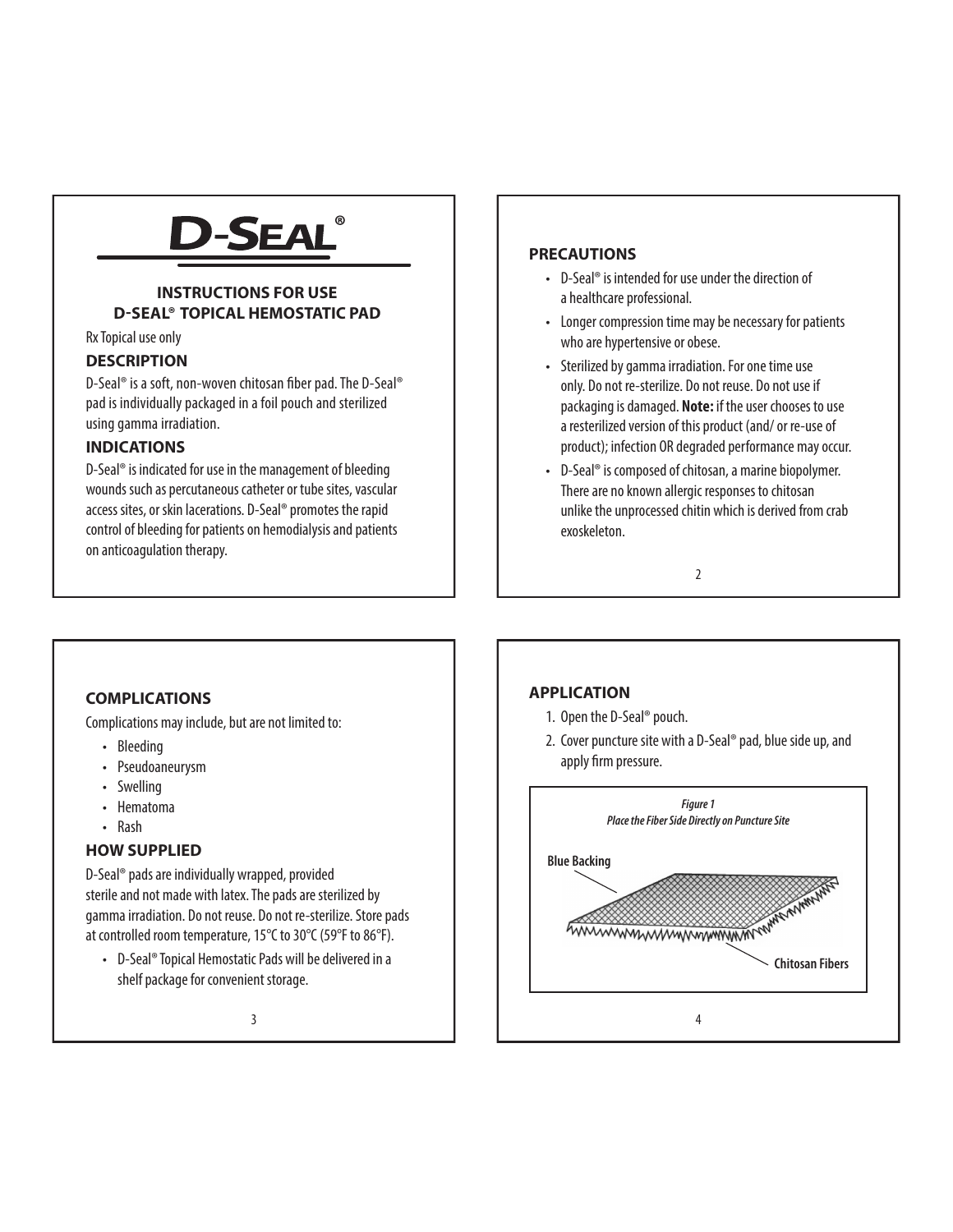# D-SEAL®

## INSTRUCTIONS FOR USE
## D-SEAL® TOPICAL HEMOSTATIC PAD

Rx Topical use only

### DESCRIPTION

D-Seal® is a soft, non-woven chitosan fiber pad. The D-Seal® pad is individually packaged in a foil pouch and sterilized using gamma irradiation.

### INDICATIONS

D-Seal® is indicated for use in the management of bleeding wounds such as percutaneous catheter or tube sites, vascular access sites, or skin lacerations. D-Seal® promotes the rapid control of bleeding for patients on hemodialysis and patients on anticoagulation therapy.

### PRECAUTIONS

- D-Seal® is intended for use under the direction of a healthcare professional.
- Longer compression time may be necessary for patients who are hypertensive or obese.
- Sterilized by gamma irradiation. For one time use only. Do not re-sterilize. Do not reuse. Do not use if packaging is damaged. **Note:** if the user chooses to use a resterilized version of this product (and/ or re-use of product); infection OR degraded performance may occur.
- D-Seal® is composed of chitosan, a marine biopolymer. There are no known allergic responses to chitosan unlike the unprocessed chitin which is derived from crab exoskeleton.

### COMPLICATIONS

Complications may include, but are not limited to:

- Bleeding
- Pseudoaneurysm
- Swelling
- Hematoma
- Rash

### HOW SUPPLIED

D-Seal® pads are individually wrapped, provided sterile and not made with latex. The pads are sterilized by gamma irradiation. Do not reuse. Do not re-sterilize. Store pads at controlled room temperature, 15°C to 30°C (59°F to 86°F).

- D-Seal® Topical Hemostatic Pads will be delivered in a shelf package for convenient storage.

### APPLICATION

1. Open the D-Seal® pouch.
2. Cover puncture site with a D-Seal® pad, blue side up, and apply firm pressure.

***Figure 1***
***Place the Fiber Side Directly on Puncture Site***

**Blue Backing**

**Chitosan Fibers**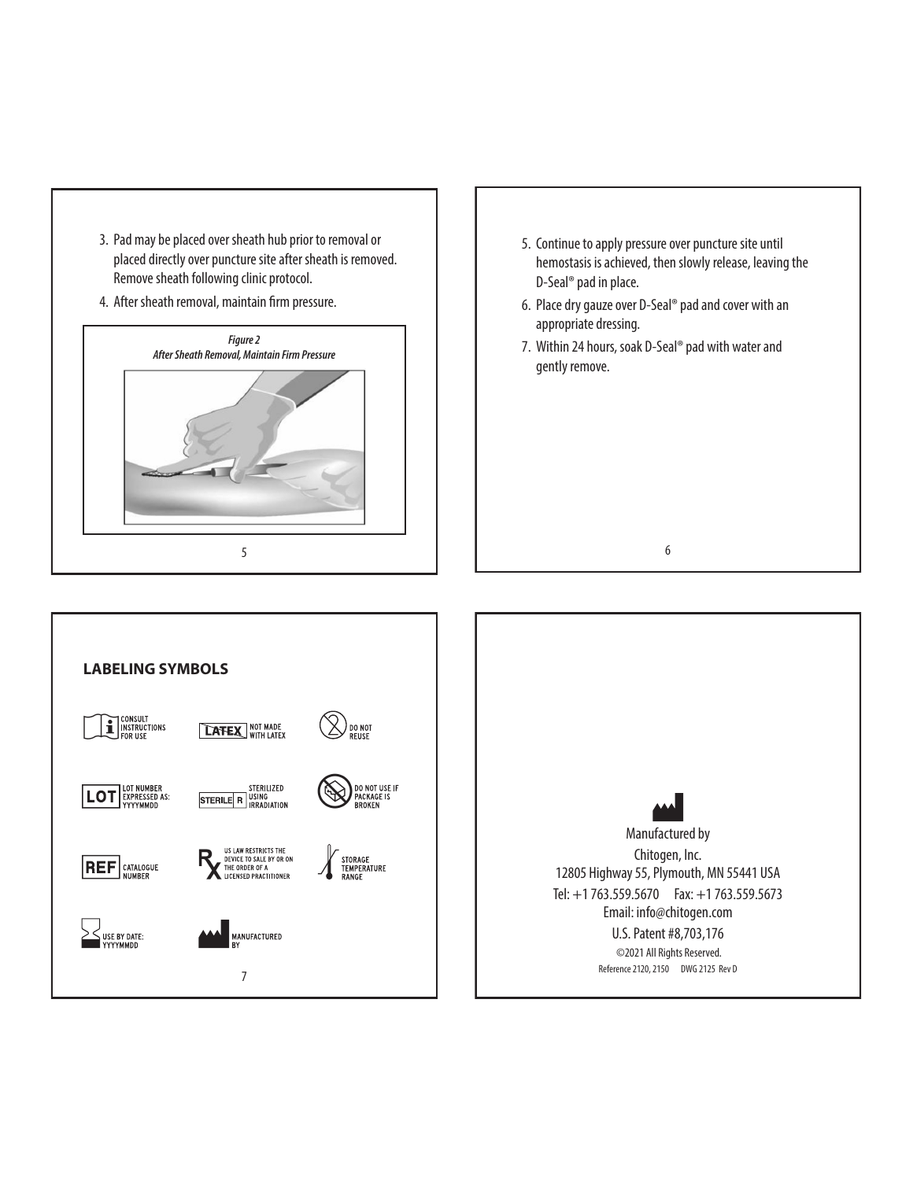3. Pad may be placed over sheath hub prior to removal or placed directly over puncture site after sheath is removed. Remove sheath following clinic protocol.
4. After sheath removal, maintain firm pressure.

***Figure 2***
***After Sheath Removal, Maintain Firm Pressure***

5. Continue to apply pressure over puncture site until hemostasis is achieved, then slowly release, leaving the D-Seal® pad in place.
6. Place dry gauze over D-Seal® pad and cover with an appropriate dressing.
7. Within 24 hours, soak D-Seal® pad with water and gently remove.

## LABELING SYMBOLS

CONSULT INSTRUCTIONS FOR USE

LATEX — NOT MADE WITH LATEX

DO NOT REUSE

LOT — LOT NUMBER EXPRESSED AS: YYYYMMDD

STERILE R — STERILIZED USING IRRADIATION

DO NOT USE IF PACKAGE IS BROKEN

REF — CATALOGUE NUMBER

US LAW RESTRICTS THE DEVICE TO SALE BY OR ON THE ORDER OF A LICENSED PRACTITIONER

STORAGE TEMPERATURE RANGE

USE BY DATE: YYYYMMDD

MANUFACTURED BY

Manufactured by
Chitogen, Inc.
12805 Highway 55, Plymouth, MN 55441 USA
Tel: +1 763.559.5670 Fax: +1 763.559.5673
Email: info@chitogen.com
U.S. Patent #8,703,176
©2021 All Rights Reserved.
Reference 2120, 2150 DWG 2125 Rev D